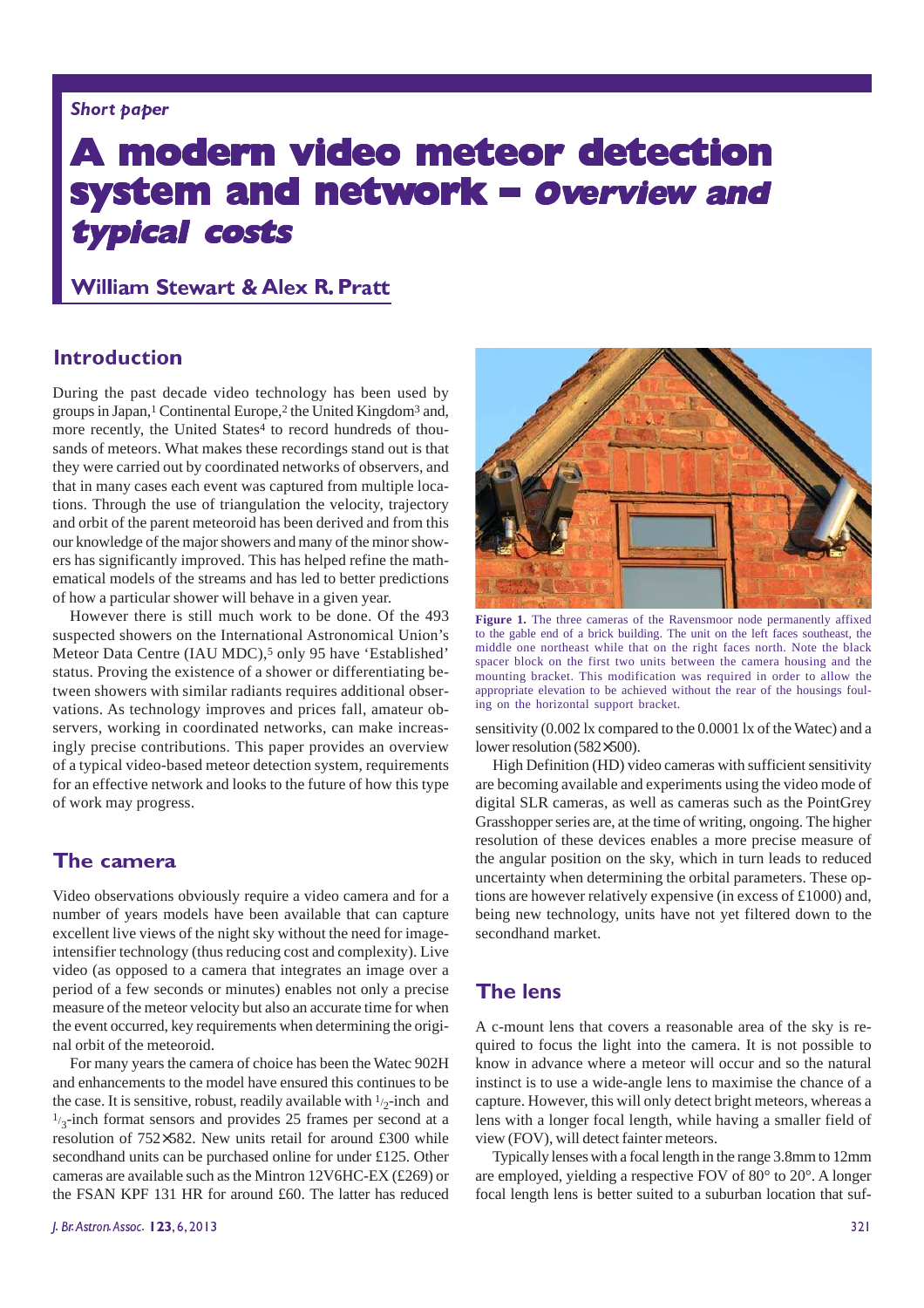*Short paper*

# A modern video meteor detection system and network – *Overview and typical costs*

**William Stewart & Alex R. Pratt**

## Introduction

During the past decade video technology has been used by groups in Japan,[1] Continental Europe,[2] the United Kingdom[3] and, more recently, the United States[4] to record hundreds of thousands of meteors. What makes these recordings stand out is that they were carried out by coordinated networks of observers, and that in many cases each event was captured from multiple locations. Through the use of triangulation the velocity, trajectory and orbit of the parent meteoroid has been derived and from this our knowledge of the major showers and many of the minor showers has significantly improved. This has helped refine the mathematical models of the streams and has led to better predictions of how a particular shower will behave in a given year.

However there is still much work to be done. Of the 493 suspected showers on the International Astronomical Union's Meteor Data Centre (IAU MDC),[5] only 95 have 'Established' status. Proving the existence of a shower or differentiating between showers with similar radiants requires additional observations. As technology improves and prices fall, amateur observers, working in coordinated networks, can make increasingly precise contributions. This paper provides an overview of a typical video-based meteor detection system, requirements for an effective network and looks to the future of how this type of work may progress.

## The camera

Video observations obviously require a video camera and for a number of years models have been available that can capture excellent live views of the night sky without the need for image-intensifier technology (thus reducing cost and complexity). Live video (as opposed to a camera that integrates an image over a period of a few seconds or minutes) enables not only a precise measure of the meteor velocity but also an accurate time for when the event occurred, key requirements when determining the original orbit of the meteoroid.

For many years the camera of choice has been the Watec 902H and enhancements to the model have ensured this continues to be the case. It is sensitive, robust, readily available with $^1/_2$-inch and $^1/_3$-inch format sensors and provides 25 frames per second at a resolution of 752×582. New units retail for around £300 while secondhand units can be purchased online for under £125. Other cameras are available such as the Mintron 12V6HC-EX (£269) or the FSAN KPF 131 HR for around £60. The latter has reduced sensitivity (0.002 lx compared to the 0.0001 lx of the Watec) and a lower resolution (582×500).

**Figure 1.** The three cameras of the Ravensmoor node permanently affixed to the gable end of a brick building. The unit on the left faces southeast, the middle one northeast while that on the right faces north. Note the black spacer block on the first two units between the camera housing and the mounting bracket. This modification was required in order to allow the appropriate elevation to be achieved without the rear of the housings fouling on the horizontal support bracket.

High Definition (HD) video cameras with sufficient sensitivity are becoming available and experiments using the video mode of digital SLR cameras, as well as cameras such as the PointGrey Grasshopper series are, at the time of writing, ongoing. The higher resolution of these devices enables a more precise measure of the angular position on the sky, which in turn leads to reduced uncertainty when determining the orbital parameters. These options are however relatively expensive (in excess of £1000) and, being new technology, units have not yet filtered down to the secondhand market.

## The lens

A c-mount lens that covers a reasonable area of the sky is required to focus the light into the camera. It is not possible to know in advance where a meteor will occur and so the natural instinct is to use a wide-angle lens to maximise the chance of a capture. However, this will only detect bright meteors, whereas a lens with a longer focal length, while having a smaller field of view (FOV), will detect fainter meteors.

Typically lenses with a focal length in the range 3.8mm to 12mm are employed, yielding a respective FOV of 80° to 20°. A longer focal length lens is better suited to a suburban location that suf-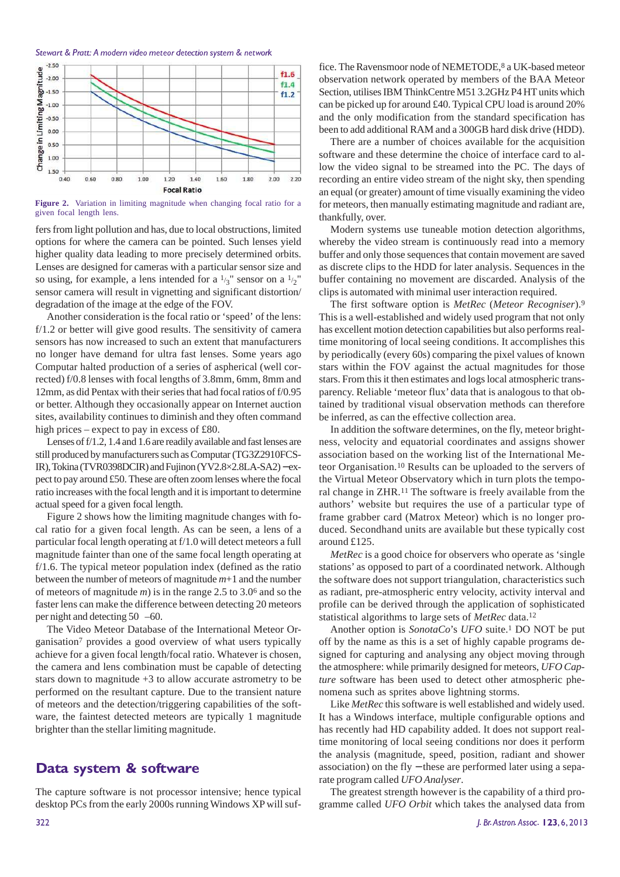Figure 2. Variation in limiting magnitude when changing focal ratio for a given focal length lens.

fers from light pollution and has, due to local obstructions, limited options for where the camera can be pointed. Such lenses yield higher quality data leading to more precisely determined orbits. Lenses are designed for cameras with a particular sensor size and so using, for example, a lens intended for a $^1/_3$" sensor on a $^1/_2$" sensor camera will result in vignetting and significant distortion/degradation of the image at the edge of the FOV.

Another consideration is the focal ratio or 'speed' of the lens: f/1.2 or better will give good results. The sensitivity of camera sensors has now increased to such an extent that manufacturers no longer have demand for ultra fast lenses. Some years ago Computar halted production of a series of aspherical (well corrected) f/0.8 lenses with focal lengths of 3.8mm, 6mm, 8mm and 12mm, as did Pentax with their series that had focal ratios of f/0.95 or better. Although they occasionally appear on Internet auction sites, availability continues to diminish and they often command high prices – expect to pay in excess of £80.

Lenses of f/1.2, 1.4 and 1.6 are readily available and fast lenses are still produced by manufacturers such as Computar (TG3Z2910FCS-IR), Tokina (TVR0398DCIR) and Fujinon (YV2.8×2.8LA-SA2) – expect to pay around £50. These are often zoom lenses where the focal ratio increases with the focal length and it is important to determine actual speed for a given focal length.

Figure 2 shows how the limiting magnitude changes with focal ratio for a given focal length. As can be seen, a lens of a particular focal length operating at f/1.0 will detect meteors a full magnitude fainter than one of the same focal length operating at f/1.6. The typical meteor population index (defined as the ratio between the number of meteors of magnitude $m$+1 and the number of meteors of magnitude $m$) is in the range 2.5 to 3.0[6] and so the faster lens can make the difference between detecting 20 meteors per night and detecting 50 –60.

The Video Meteor Database of the International Meteor Organisation[7] provides a good overview of what users typically achieve for a given focal length/focal ratio. Whatever is chosen, the camera and lens combination must be capable of detecting stars down to magnitude +3 to allow accurate astrometry to be performed on the resultant capture. Due to the transient nature of meteors and the detection/triggering capabilities of the software, the faintest detected meteors are typically 1 magnitude brighter than the stellar limiting magnitude.

## Data system & software

The capture software is not processor intensive; hence typical desktop PCs from the early 2000s running Windows XP will suffice. The Ravensmoor node of NEMETODE,[8] a UK-based meteor observation network operated by members of the BAA Meteor Section, utilises IBM ThinkCentre M51 3.2GHz P4 HT units which can be picked up for around £40. Typical CPU load is around 20% and the only modification from the standard specification has been to add additional RAM and a 300GB hard disk drive (HDD).

There are a number of choices available for the acquisition software and these determine the choice of interface card to allow the video signal to be streamed into the PC. The days of recording an entire video stream of the night sky, then spending an equal (or greater) amount of time visually examining the video for meteors, then manually estimating magnitude and radiant are, thankfully, over.

Modern systems use tuneable motion detection algorithms, whereby the video stream is continuously read into a memory buffer and only those sequences that contain movement are saved as discrete clips to the HDD for later analysis. Sequences in the buffer containing no movement are discarded. Analysis of the clips is automated with minimal user interaction required.

The first software option is *MetRec* (*Meteor Recogniser*).[9] This is a well-established and widely used program that not only has excellent motion detection capabilities but also performs real-time monitoring of local seeing conditions. It accomplishes this by periodically (every 60s) comparing the pixel values of known stars within the FOV against the actual magnitudes for those stars. From this it then estimates and logs local atmospheric transparency. Reliable 'meteor flux' data that is analogous to that obtained by traditional visual observation methods can therefore be inferred, as can the effective collection area.

In addition the software determines, on the fly, meteor brightness, velocity and equatorial coordinates and assigns shower association based on the working list of the International Meteor Organisation.[10] Results can be uploaded to the servers of the Virtual Meteor Observatory which in turn plots the temporal change in ZHR.[11] The software is freely available from the authors' website but requires the use of a particular type of frame grabber card (Matrox Meteor) which is no longer produced. Secondhand units are available but these typically cost around £125.

*MetRec* is a good choice for observers who operate as 'single stations' as opposed to part of a coordinated network. Although the software does not support triangulation, characteristics such as radiant, pre-atmospheric entry velocity, activity interval and profile can be derived through the application of sophisticated statistical algorithms to large sets of *MetRec* data.[12]

Another option is *SonotaCo*'s *UFO* suite.[1] DO NOT be put off by the name as this is a set of highly capable programs designed for capturing and analysing any object moving through the atmosphere: while primarily designed for meteors, *UFO Capture* software has been used to detect other atmospheric phenomena such as sprites above lightning storms.

Like *MetRec* this software is well established and widely used. It has a Windows interface, multiple configurable options and has recently had HD capability added. It does not support real-time monitoring of local seeing conditions nor does it perform the analysis (magnitude, speed, position, radiant and shower association) on the fly – these are performed later using a separate program called *UFO Analyser*.

The greatest strength however is the capability of a third programme called *UFO Orbit* which takes the analysed data from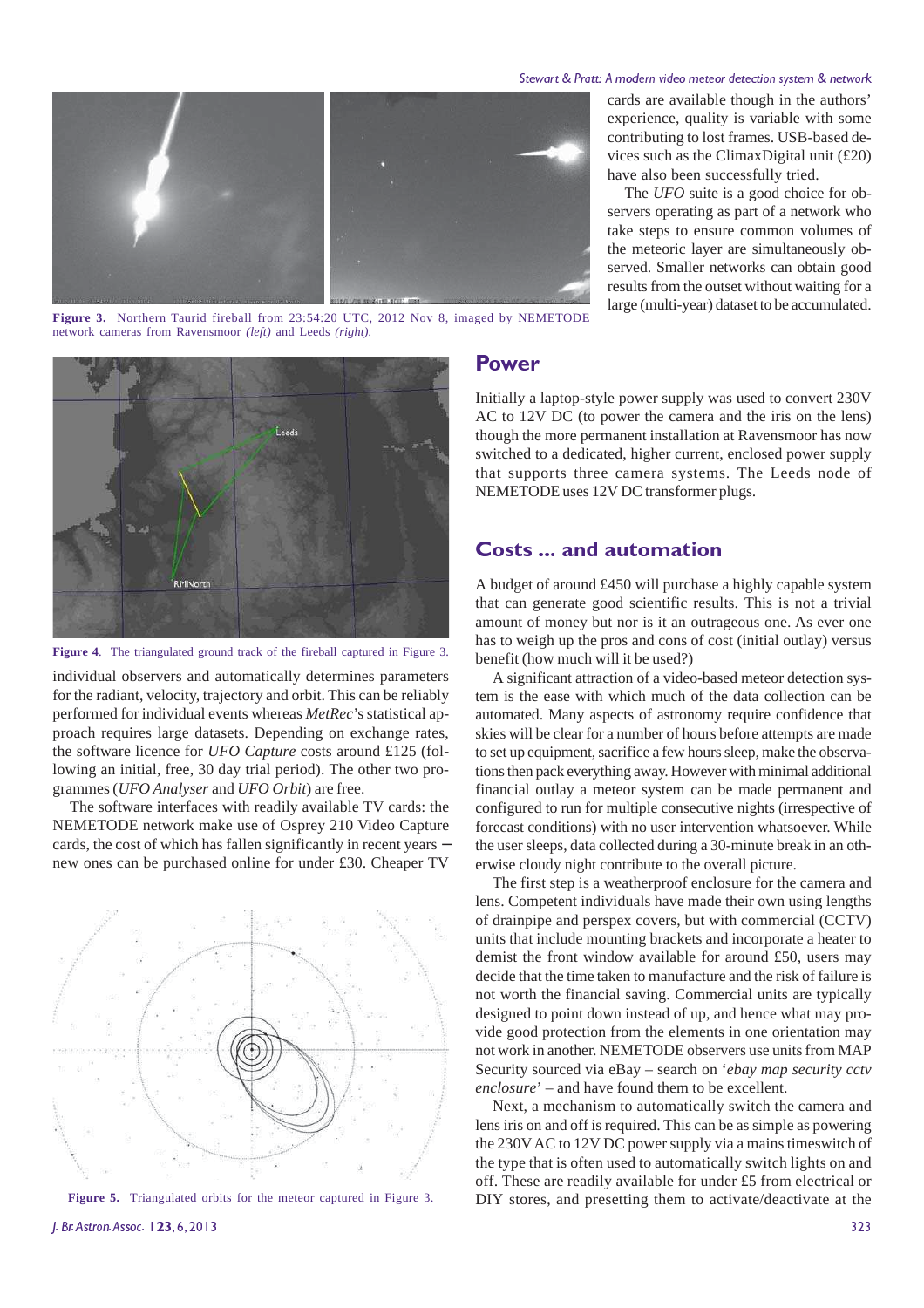cards are available though in the authors' experience, quality is variable with some contributing to lost frames. USB-based devices such as the ClimaxDigital unit (£20) have also been successfully tried.

The *UFO* suite is a good choice for observers operating as part of a network who take steps to ensure common volumes of the meteoric layer are simultaneously observed. Smaller networks can obtain good results from the outset without waiting for a large (multi-year) dataset to be accumulated.

**Figure 3.** Northern Taurid fireball from 23:54:20 UTC, 2012 Nov 8, imaged by NEMETODE network cameras from Ravensmoor *(left)* and Leeds *(right)*.

**Figure 4**. The triangulated ground track of the fireball captured in Figure 3.

individual observers and automatically determines parameters for the radiant, velocity, trajectory and orbit. This can be reliably performed for individual events whereas *MetRec*'s statistical approach requires large datasets. Depending on exchange rates, the software licence for *UFO Capture* costs around £125 (following an initial, free, 30 day trial period). The other two programmes (*UFO Analyser* and *UFO Orbit*) are free.

The software interfaces with readily available TV cards: the NEMETODE network make use of Osprey 210 Video Capture cards, the cost of which has fallen significantly in recent years – new ones can be purchased online for under £30. Cheaper TV

**Figure 5.** Triangulated orbits for the meteor captured in Figure 3.

## Power

Initially a laptop-style power supply was used to convert 230V AC to 12V DC (to power the camera and the iris on the lens) though the more permanent installation at Ravensmoor has now switched to a dedicated, higher current, enclosed power supply that supports three camera systems. The Leeds node of NEMETODE uses 12V DC transformer plugs.

## Costs ... and automation

A budget of around £450 will purchase a highly capable system that can generate good scientific results. This is not a trivial amount of money but nor is it an outrageous one. As ever one has to weigh up the pros and cons of cost (initial outlay) versus benefit (how much will it be used?)

A significant attraction of a video-based meteor detection system is the ease with which much of the data collection can be automated. Many aspects of astronomy require confidence that skies will be clear for a number of hours before attempts are made to set up equipment, sacrifice a few hours sleep, make the observations then pack everything away. However with minimal additional financial outlay a meteor system can be made permanent and configured to run for multiple consecutive nights (irrespective of forecast conditions) with no user intervention whatsoever. While the user sleeps, data collected during a 30-minute break in an otherwise cloudy night contribute to the overall picture.

The first step is a weatherproof enclosure for the camera and lens. Competent individuals have made their own using lengths of drainpipe and perspex covers, but with commercial (CCTV) units that include mounting brackets and incorporate a heater to demist the front window available for around £50, users may decide that the time taken to manufacture and the risk of failure is not worth the financial saving. Commercial units are typically designed to point down instead of up, and hence what may provide good protection from the elements in one orientation may not work in another. NEMETODE observers use units from MAP Security sourced via eBay – search on '*ebay map security cctv enclosure*' – and have found them to be excellent.

Next, a mechanism to automatically switch the camera and lens iris on and off is required. This can be as simple as powering the 230V AC to 12V DC power supply via a mains timeswitch of the type that is often used to automatically switch lights on and off. These are readily available for under £5 from electrical or DIY stores, and presetting them to activate/deactivate at the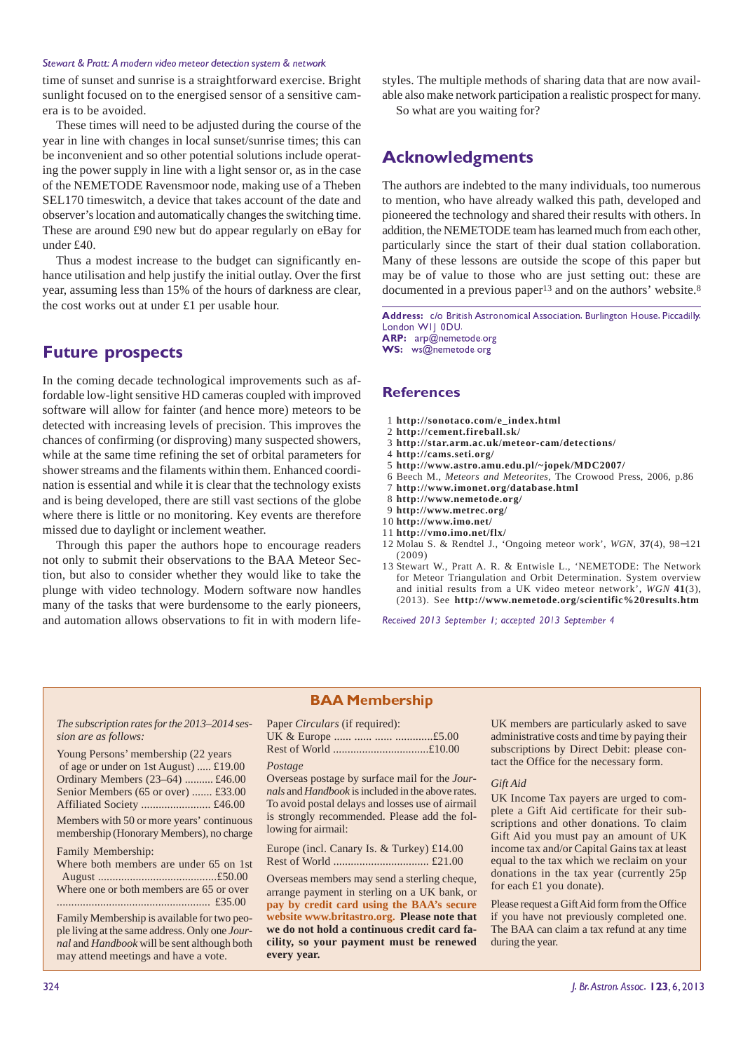time of sunset and sunrise is a straightforward exercise. Bright sunlight focused on to the energised sensor of a sensitive camera is to be avoided.

These times will need to be adjusted during the course of the year in line with changes in local sunset/sunrise times; this can be inconvenient and so other potential solutions include operating the power supply in line with a light sensor or, as in the case of the NEMETODE Ravensmoor node, making use of a Theben SEL170 timeswitch, a device that takes account of the date and observer's location and automatically changes the switching time. These are around £90 new but do appear regularly on eBay for under £40.

Thus a modest increase to the budget can significantly enhance utilisation and help justify the initial outlay. Over the first year, assuming less than 15% of the hours of darkness are clear, the cost works out at under £1 per usable hour.

## Future prospects

In the coming decade technological improvements such as affordable low-light sensitive HD cameras coupled with improved software will allow for fainter (and hence more) meteors to be detected with increasing levels of precision. This improves the chances of confirming (or disproving) many suspected showers, while at the same time refining the set of orbital parameters for shower streams and the filaments within them. Enhanced coordination is essential and while it is clear that the technology exists and is being developed, there are still vast sections of the globe where there is little or no monitoring. Key events are therefore missed due to daylight or inclement weather.

Through this paper the authors hope to encourage readers not only to submit their observations to the BAA Meteor Section, but also to consider whether they would like to take the plunge with video technology. Modern software now handles many of the tasks that were burdensome to the early pioneers, and automation allows observations to fit in with modern lifestyles. The multiple methods of sharing data that are now available also make network participation a realistic prospect for many.

So what are you waiting for?

## Acknowledgments

The authors are indebted to the many individuals, too numerous to mention, who have already walked this path, developed and pioneered the technology and shared their results with others. In addition, the NEMETODE team has learned much from each other, particularly since the start of their dual station collaboration. Many of these lessons are outside the scope of this paper but may be of value to those who are just setting out: these are documented in a previous paper[13] and on the authors' website.[8]

**Address:** c/o British Astronomical Association, Burlington House, Piccadilly, London W1J 0DU.
**ARP:** arp@nemetode.org
**WS:** ws@nemetode.org

## References

1. **http://sonotaco.com/e_index.html**
2. **http://cement.fireball.sk/**
3. **http://star.arm.ac.uk/meteor-cam/detections/**
4. **http://cams.seti.org/**
5. **http://www.astro.amu.edu.pl/~jopek/MDC2007/**
6. Beech M., *Meteors and Meteorites*, The Crowood Press, 2006, p.86
7. **http://www.imonet.org/database.html**
8. **http://www.nemetode.org/**
9. **http://www.metrec.org/**
10. **http://www.imo.net/**
11. **http://vmo.imo.net/flx/**
12. Molau S. & Rendtel J., 'Ongoing meteor work', *WGN*, **37**(4), 98–121 (2009)
13. Stewart W., Pratt A. R. & Entwisle L., 'NEMETODE: The Network for Meteor Triangulation and Orbit Determination. System overview and initial results from a UK video meteor network', *WGN* **41**(3), (2013). See **http://www.nemetode.org/scientific%20results.htm**

*Received 2013 September 1; accepted 2013 September 4*

## BAA Membership

*The subscription rates for the 2013–2014 session are as follows:*

Young Persons' membership (22 years of age or under on 1st August) ..... £19.00
Ordinary Members (23–64) .......... £46.00
Senior Members (65 or over) ....... £33.00
Affiliated Society ........................ £46.00

Members with 50 or more years' continuous membership (Honorary Members), no charge

Family Membership:
Where both members are under 65 on 1st August .........................................£50.00
Where one or both members are 65 or over .................................................... £35.00

Family Membership is available for two people living at the same address. Only one *Journal* and *Handbook* will be sent although both may attend meetings and have a vote.

Paper *Circulars* (if required):
UK & Europe ...... ...... ...... .............£5.00
Rest of World .................................£10.00

*Postage*
Overseas postage by surface mail for the *Journals* and *Handbook* is included in the above rates. To avoid postal delays and losses use of airmail is strongly recommended. Please add the following for airmail:

Europe (incl. Canary Is. & Turkey) £14.00
Rest of World ................................ £21.00

Overseas members may send a sterling cheque, arrange payment in sterling on a UK bank, or **pay by credit card using the BAA's secure website www.britastro.org. Please note that we do not hold a continuous credit card facility, so your payment must be renewed every year.**

UK members are particularly asked to save administrative costs and time by paying their subscriptions by Direct Debit: please contact the Office for the necessary form.

*Gift Aid*
UK Income Tax payers are urged to complete a Gift Aid certificate for their subscriptions and other donations. To claim Gift Aid you must pay an amount of UK income tax and/or Capital Gains tax at least equal to the tax which we reclaim on your donations in the tax year (currently 25p for each £1 you donate).

Please request a Gift Aid form from the Office if you have not previously completed one. The BAA can claim a tax refund at any time during the year.